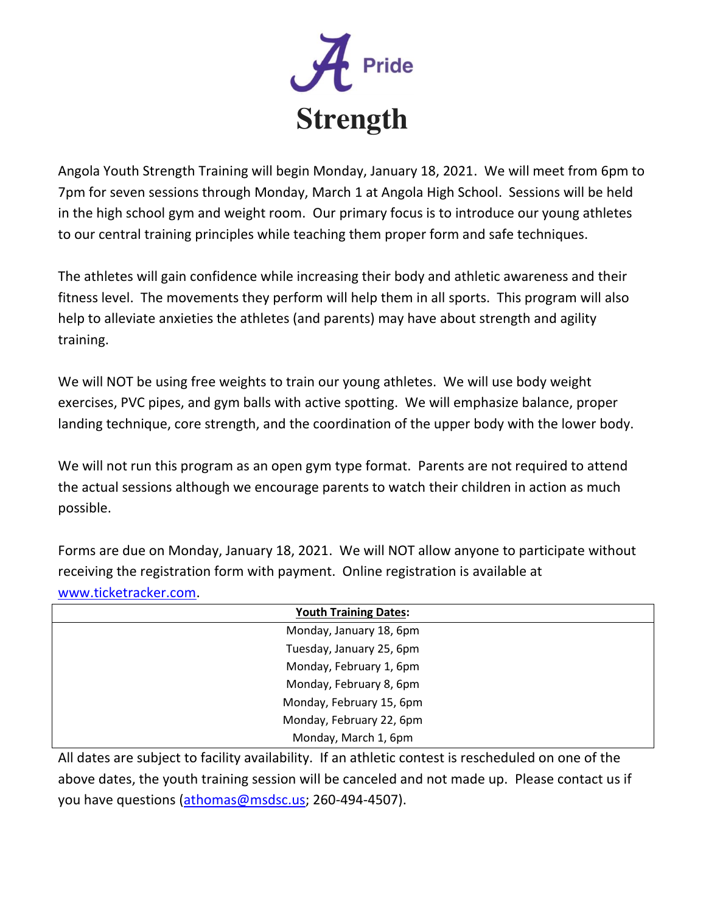# A Pride

# Strength

Angola Youth Strength Training will begin Monday, January 18, 2021. We will meet from 6pm to 7pm for seven sessions through Monday, March 1 at Angola High School. Sessions will be held in the high school gym and weight room. Our primary focus is to introduce our young athletes to our central training principles while teaching them proper form and safe techniques.

The athletes will gain confidence while increasing their body and athletic awareness and their fitness level. The movements they perform will help them in all sports. This program will also help to alleviate anxieties the athletes (and parents) may have about strength and agility training.

We will NOT be using free weights to train our young athletes. We will use body weight exercises, PVC pipes, and gym balls with active spotting. We will emphasize balance, proper landing technique, core strength, and the coordination of the upper body with the lower body.

We will not run this program as an open gym type format. Parents are not required to attend the actual sessions although we encourage parents to watch their children in action as much possible.

Forms are due on Monday, January 18, 2021. We will NOT allow anyone to participate without receiving the registration form with payment. Online registration is available at [www.ticketracker.com](http://www.ticketracker.com).

| **Youth Training Dates:** |
| --- |
| Monday, January 18, 6pm |
| Tuesday, January 25, 6pm |
| Monday, February 1, 6pm |
| Monday, February 8, 6pm |
| Monday, February 15, 6pm |
| Monday, February 22, 6pm |
| Monday, March 1, 6pm |

All dates are subject to facility availability. If an athletic contest is rescheduled on one of the above dates, the youth training session will be canceled and not made up. Please contact us if you have questions ([athomas@msdsc.us](mailto:athomas@msdsc.us); 260-494-4507).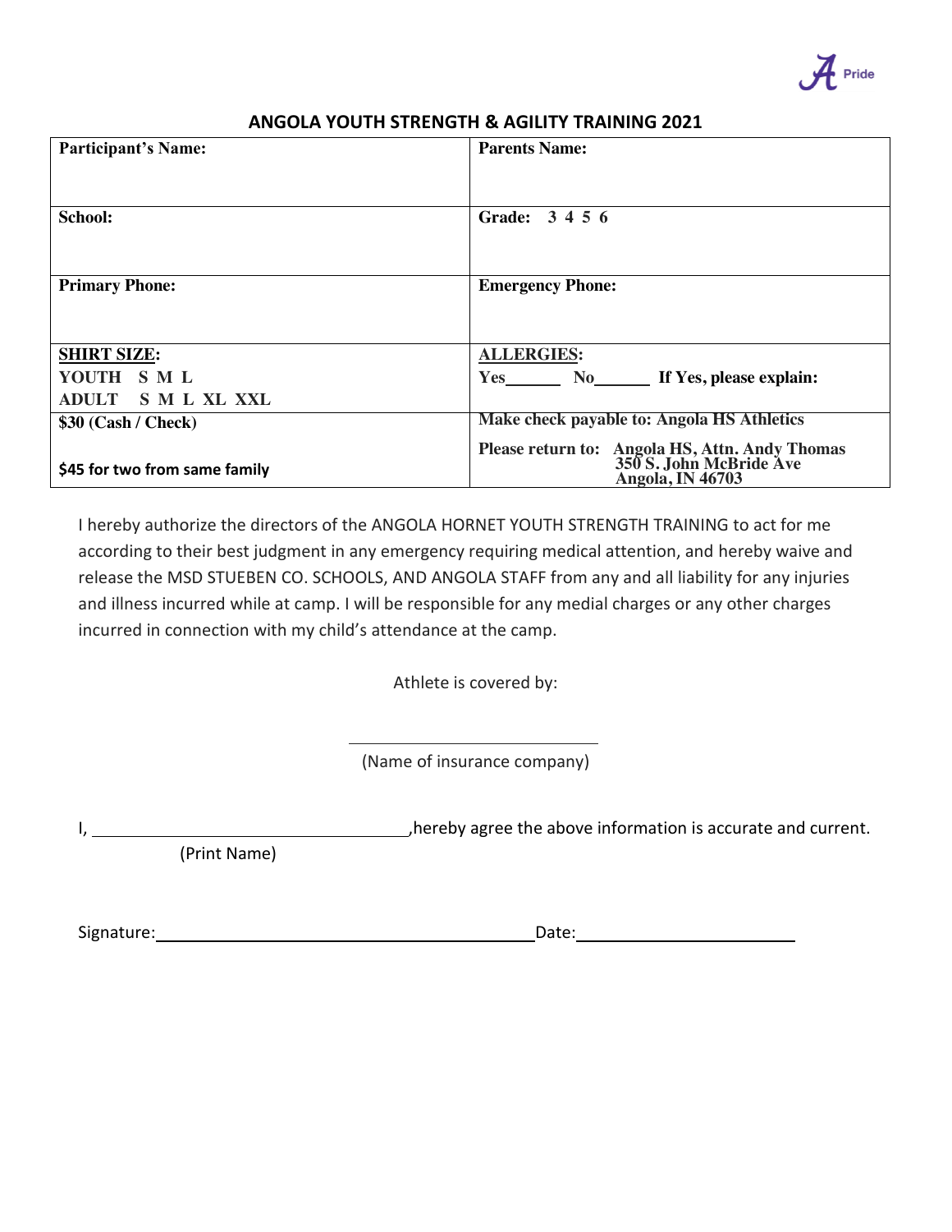A Pride

## ANGOLA YOUTH STRENGTH & AGILITY TRAINING 2021

| **Participant's Name:** | **Parents Name:** |
|---|---|
| **School:** | **Grade: 3 4 5 6** |
| **Primary Phone:** | **Emergency Phone:** |
| **SHIRT SIZE:**<br>**YOUTH S M L**<br>**ADULT S M L XL XXL** | **ALLERGIES:**<br>**Yes______ No______ If Yes, please explain:** |
| **$30 (Cash / Check)**<br><br>**$45 for two from same family** | **Make check payable to: Angola HS Athletics**<br><br>**Please return to: Angola HS, Attn. Andy Thomas 350 S. John McBride Ave Angola, IN 46703** |

I hereby authorize the directors of the ANGOLA HORNET YOUTH STRENGTH TRAINING to act for me according to their best judgment in any emergency requiring medical attention, and hereby waive and release the MSD STUEBEN CO. SCHOOLS, AND ANGOLA STAFF from any and all liability for any injuries and illness incurred while at camp. I will be responsible for any medial charges or any other charges incurred in connection with my child's attendance at the camp.

Athlete is covered by:

______________________________

(Name of insurance company)

I, ______________________________, hereby agree the above information is accurate and current.

(Print Name)

Signature: ______________________________ Date: ____________________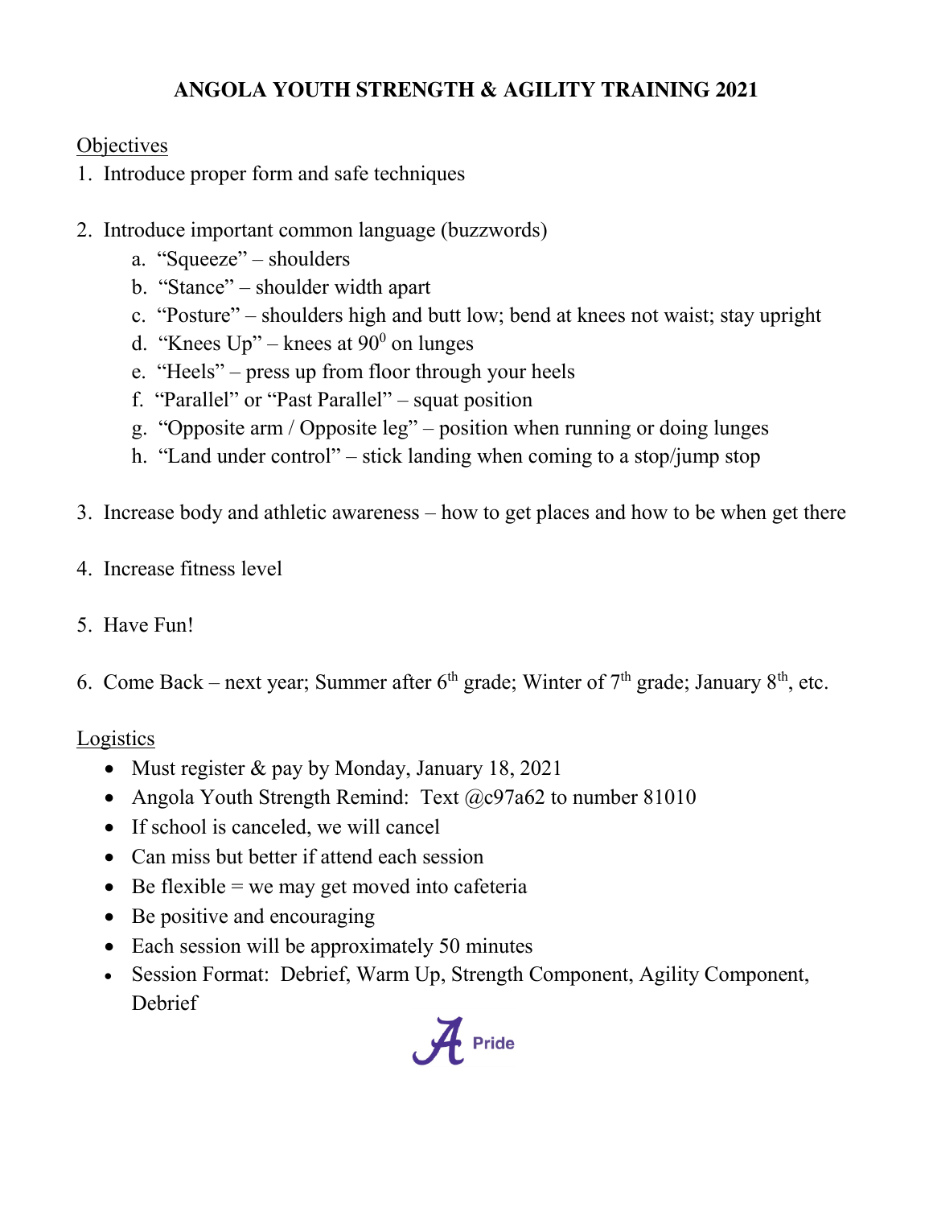# ANGOLA YOUTH STRENGTH & AGILITY TRAINING 2021

Objectives

1. Introduce proper form and safe techniques

2. Introduce important common language (buzzwords)
   a. "Squeeze" – shoulders
   b. "Stance" – shoulder width apart
   c. "Posture" – shoulders high and butt low; bend at knees not waist; stay upright
   d. "Knees Up" – knees at $90^0$ on lunges
   e. "Heels" – press up from floor through your heels
   f. "Parallel" or "Past Parallel" – squat position
   g. "Opposite arm / Opposite leg" – position when running or doing lunges
   h. "Land under control" – stick landing when coming to a stop/jump stop

3. Increase body and athletic awareness – how to get places and how to be when get there

4. Increase fitness level

5. Have Fun!

6. Come Back – next year; Summer after 6th grade; Winter of 7th grade; January 8th, etc.

Logistics

- Must register & pay by Monday, January 18, 2021
- Angola Youth Strength Remind: Text @c97a62 to number 81010
- If school is canceled, we will cancel
- Can miss but better if attend each session
- Be flexible = we may get moved into cafeteria
- Be positive and encouraging
- Each session will be approximately 50 minutes
- Session Format: Debrief, Warm Up, Strength Component, Agility Component, Debrief

Pride